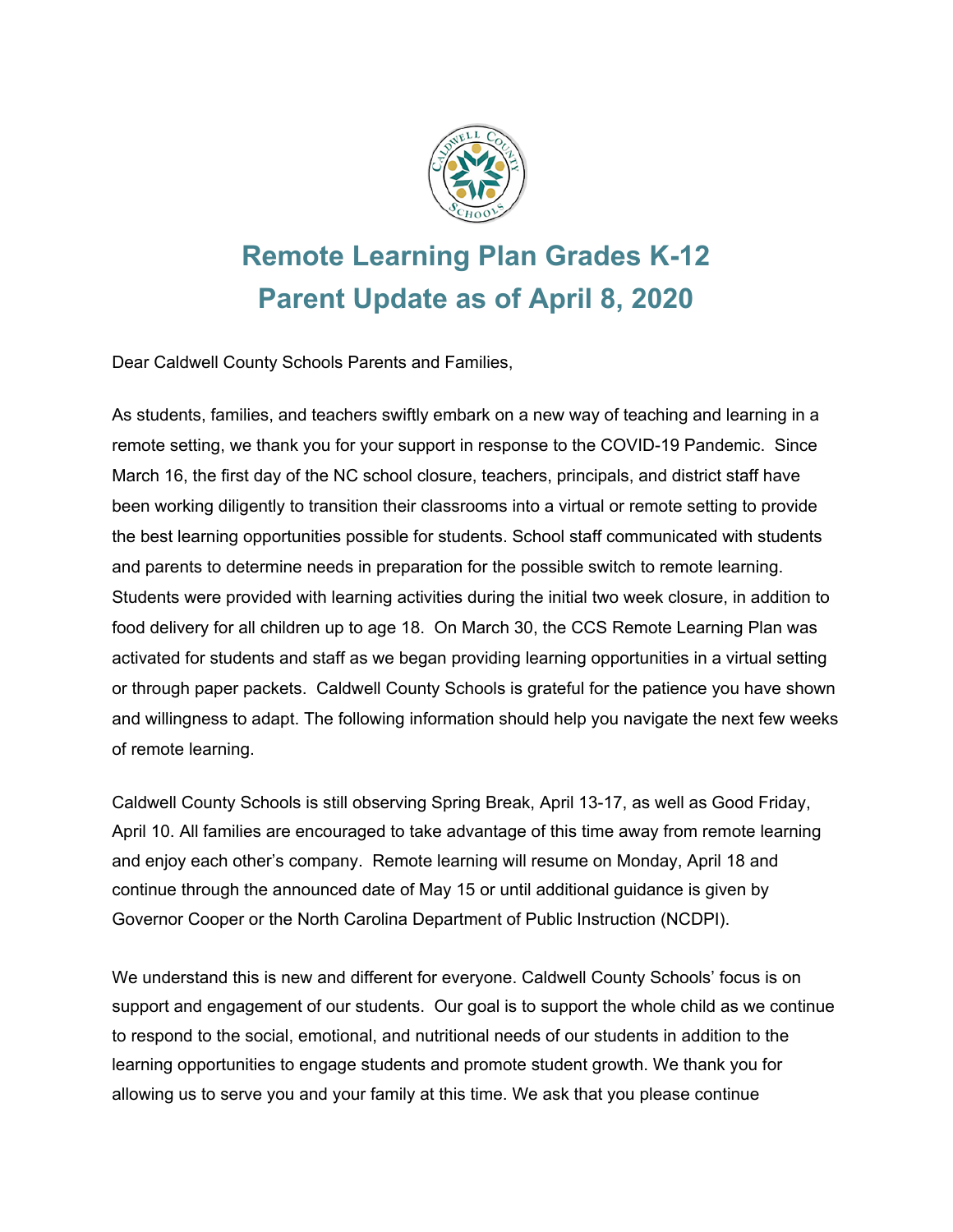# Remote Learning Plan Grades K-12
# Parent Update as of April 8, 2020

Dear Caldwell County Schools Parents and Families,

As students, families, and teachers swiftly embark on a new way of teaching and learning in a remote setting, we thank you for your support in response to the COVID-19 Pandemic. Since March 16, the first day of the NC school closure, teachers, principals, and district staff have been working diligently to transition their classrooms into a virtual or remote setting to provide the best learning opportunities possible for students. School staff communicated with students and parents to determine needs in preparation for the possible switch to remote learning. Students were provided with learning activities during the initial two week closure, in addition to food delivery for all children up to age 18. On March 30, the CCS Remote Learning Plan was activated for students and staff as we began providing learning opportunities in a virtual setting or through paper packets. Caldwell County Schools is grateful for the patience you have shown and willingness to adapt. The following information should help you navigate the next few weeks of remote learning.

Caldwell County Schools is still observing Spring Break, April 13-17, as well as Good Friday, April 10. All families are encouraged to take advantage of this time away from remote learning and enjoy each other's company. Remote learning will resume on Monday, April 18 and continue through the announced date of May 15 or until additional guidance is given by Governor Cooper or the North Carolina Department of Public Instruction (NCDPI).

We understand this is new and different for everyone. Caldwell County Schools' focus is on support and engagement of our students. Our goal is to support the whole child as we continue to respond to the social, emotional, and nutritional needs of our students in addition to the learning opportunities to engage students and promote student growth. We thank you for allowing us to serve you and your family at this time. We ask that you please continue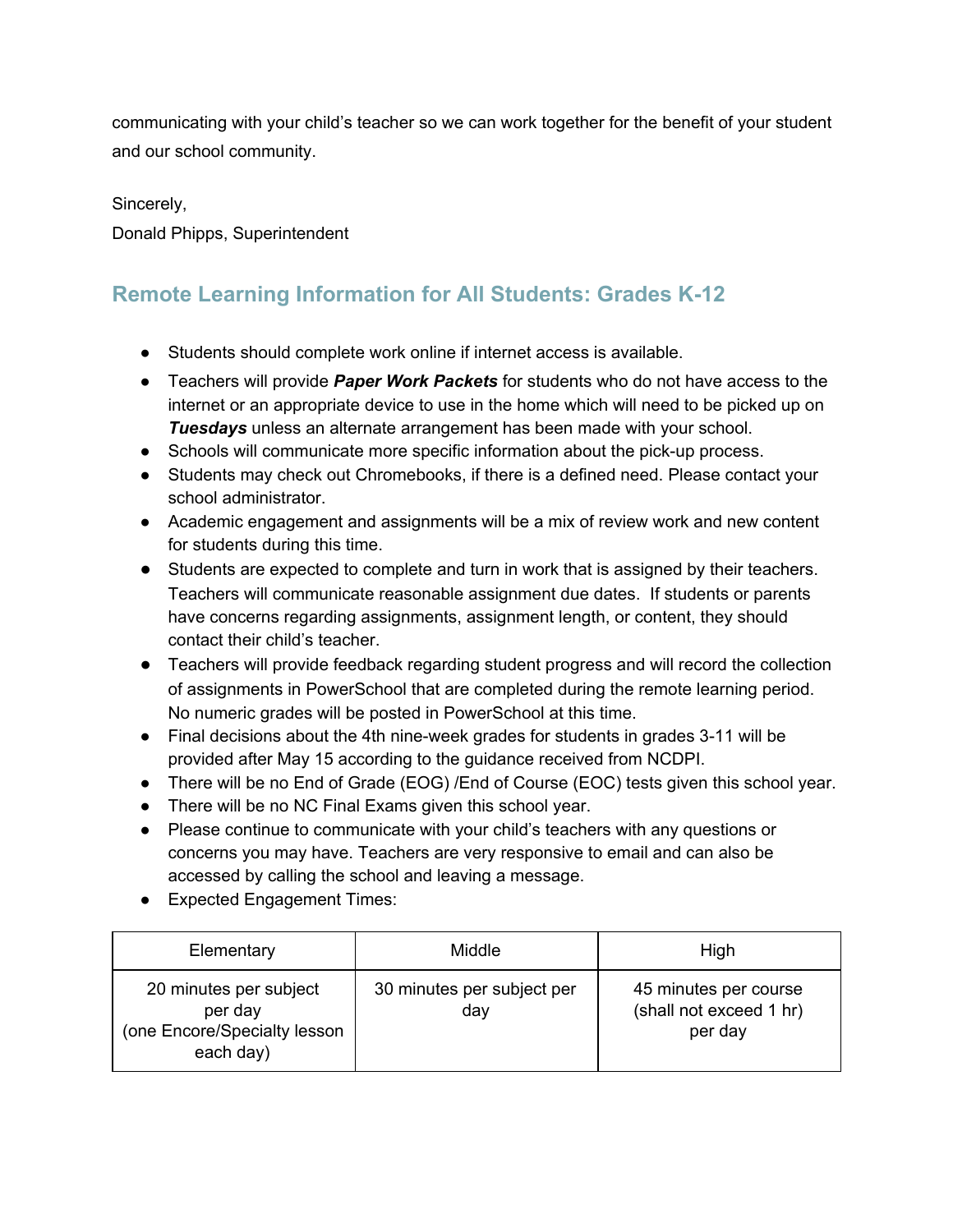communicating with your child's teacher so we can work together for the benefit of your student and our school community.

Sincerely,
Donald Phipps, Superintendent

## Remote Learning Information for All Students: Grades K-12

- Students should complete work online if internet access is available.
- Teachers will provide ***Paper Work Packets*** for students who do not have access to the internet or an appropriate device to use in the home which will need to be picked up on ***Tuesdays*** unless an alternate arrangement has been made with your school.
- Schools will communicate more specific information about the pick-up process.
- Students may check out Chromebooks, if there is a defined need. Please contact your school administrator.
- Academic engagement and assignments will be a mix of review work and new content for students during this time.
- Students are expected to complete and turn in work that is assigned by their teachers. Teachers will communicate reasonable assignment due dates. If students or parents have concerns regarding assignments, assignment length, or content, they should contact their child's teacher.
- Teachers will provide feedback regarding student progress and will record the collection of assignments in PowerSchool that are completed during the remote learning period. No numeric grades will be posted in PowerSchool at this time.
- Final decisions about the 4th nine-week grades for students in grades 3-11 will be provided after May 15 according to the guidance received from NCDPI.
- There will be no End of Grade (EOG) /End of Course (EOC) tests given this school year.
- There will be no NC Final Exams given this school year.
- Please continue to communicate with your child's teachers with any questions or concerns you may have. Teachers are very responsive to email and can also be accessed by calling the school and leaving a message.
- Expected Engagement Times:

| Elementary | Middle | High |
| --- | --- | --- |
| 20 minutes per subject per day (one Encore/Specialty lesson each day) | 30 minutes per subject per day | 45 minutes per course (shall not exceed 1 hr) per day |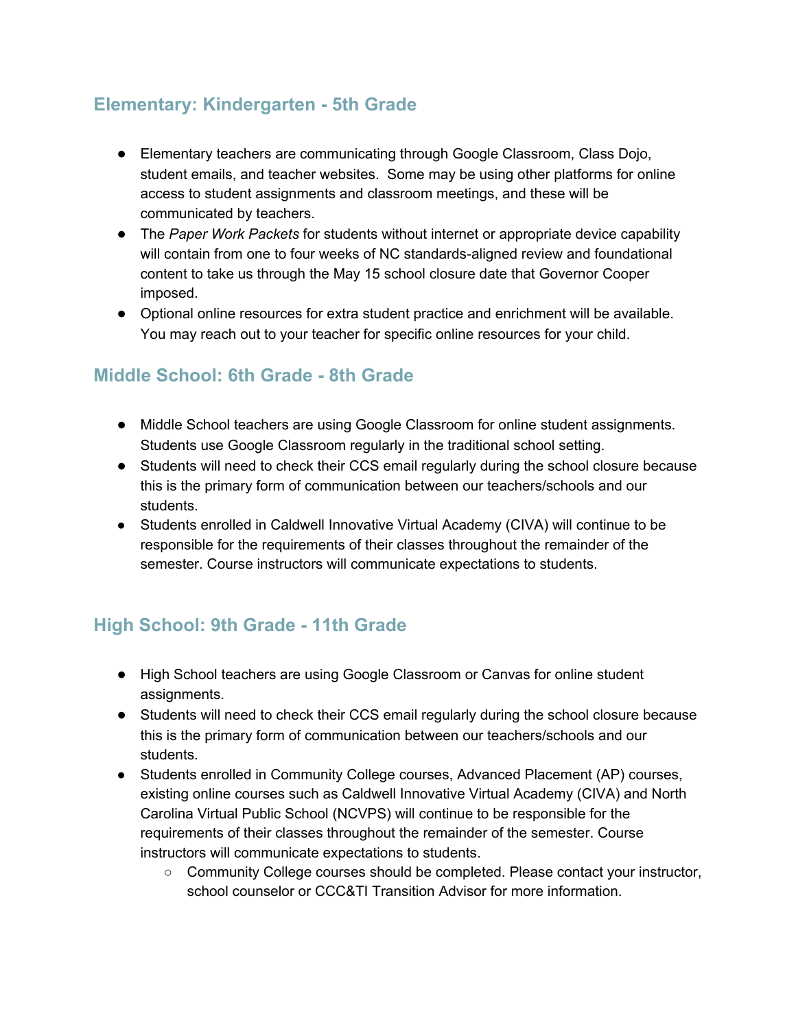## Elementary: Kindergarten - 5th Grade

- Elementary teachers are communicating through Google Classroom, Class Dojo, student emails, and teacher websites. Some may be using other platforms for online access to student assignments and classroom meetings, and these will be communicated by teachers.
- The *Paper Work Packets* for students without internet or appropriate device capability will contain from one to four weeks of NC standards-aligned review and foundational content to take us through the May 15 school closure date that Governor Cooper imposed.
- Optional online resources for extra student practice and enrichment will be available. You may reach out to your teacher for specific online resources for your child.

## Middle School: 6th Grade - 8th Grade

- Middle School teachers are using Google Classroom for online student assignments. Students use Google Classroom regularly in the traditional school setting.
- Students will need to check their CCS email regularly during the school closure because this is the primary form of communication between our teachers/schools and our students.
- Students enrolled in Caldwell Innovative Virtual Academy (CIVA) will continue to be responsible for the requirements of their classes throughout the remainder of the semester. Course instructors will communicate expectations to students.

## High School: 9th Grade - 11th Grade

- High School teachers are using Google Classroom or Canvas for online student assignments.
- Students will need to check their CCS email regularly during the school closure because this is the primary form of communication between our teachers/schools and our students.
- Students enrolled in Community College courses, Advanced Placement (AP) courses, existing online courses such as Caldwell Innovative Virtual Academy (CIVA) and North Carolina Virtual Public School (NCVPS) will continue to be responsible for the requirements of their classes throughout the remainder of the semester. Course instructors will communicate expectations to students.
    - Community College courses should be completed. Please contact your instructor, school counselor or CCC&TI Transition Advisor for more information.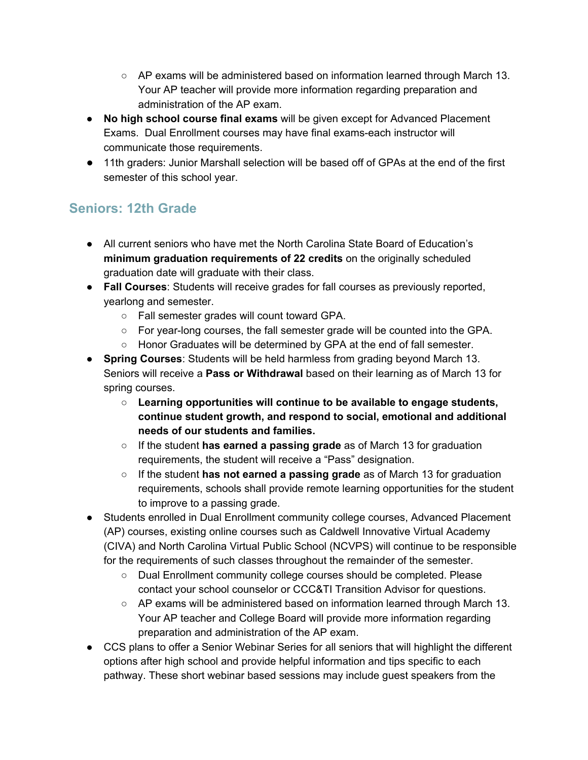- AP exams will be administered based on information learned through March 13. Your AP teacher will provide more information regarding preparation and administration of the AP exam.
- **No high school course final exams** will be given except for Advanced Placement Exams. Dual Enrollment courses may have final exams-each instructor will communicate those requirements.
- 11th graders: Junior Marshall selection will be based off of GPAs at the end of the first semester of this school year.

## Seniors: 12th Grade

- All current seniors who have met the North Carolina State Board of Education's **minimum graduation requirements of 22 credits** on the originally scheduled graduation date will graduate with their class.
- **Fall Courses**: Students will receive grades for fall courses as previously reported, yearlong and semester.
    - Fall semester grades will count toward GPA.
    - For year-long courses, the fall semester grade will be counted into the GPA.
    - Honor Graduates will be determined by GPA at the end of fall semester.
- **Spring Courses**: Students will be held harmless from grading beyond March 13. Seniors will receive a **Pass or Withdrawal** based on their learning as of March 13 for spring courses.
    - **Learning opportunities will continue to be available to engage students, continue student growth, and respond to social, emotional and additional needs of our students and families.**
    - If the student **has earned a passing grade** as of March 13 for graduation requirements, the student will receive a "Pass" designation.
    - If the student **has not earned a passing grade** as of March 13 for graduation requirements, schools shall provide remote learning opportunities for the student to improve to a passing grade.
- Students enrolled in Dual Enrollment community college courses, Advanced Placement (AP) courses, existing online courses such as Caldwell Innovative Virtual Academy (CIVA) and North Carolina Virtual Public School (NCVPS) will continue to be responsible for the requirements of such classes throughout the remainder of the semester.
    - Dual Enrollment community college courses should be completed. Please contact your school counselor or CCC&TI Transition Advisor for questions.
    - AP exams will be administered based on information learned through March 13. Your AP teacher and College Board will provide more information regarding preparation and administration of the AP exam.
- CCS plans to offer a Senior Webinar Series for all seniors that will highlight the different options after high school and provide helpful information and tips specific to each pathway. These short webinar based sessions may include guest speakers from the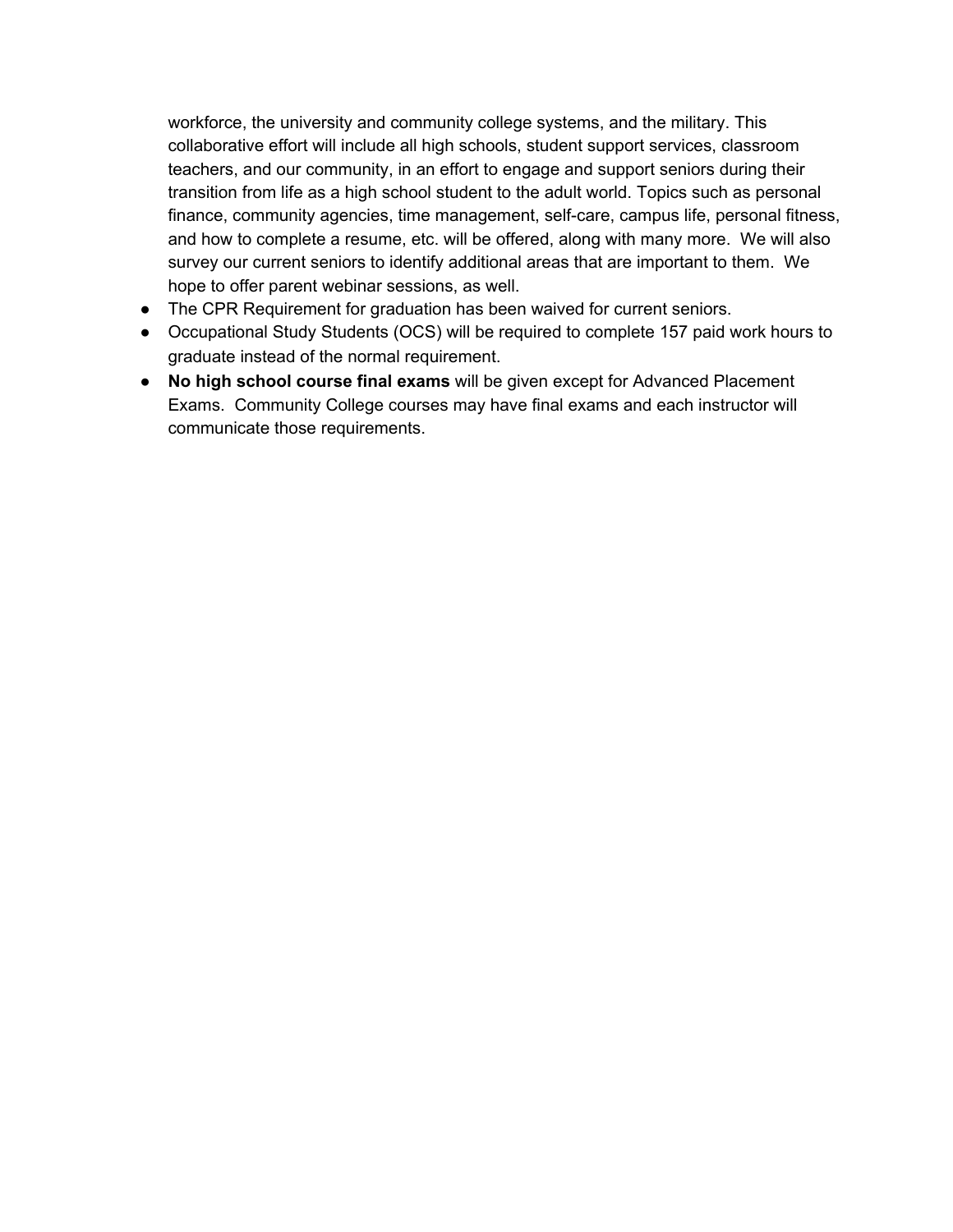workforce, the university and community college systems, and the military. This collaborative effort will include all high schools, student support services, classroom teachers, and our community, in an effort to engage and support seniors during their transition from life as a high school student to the adult world. Topics such as personal finance, community agencies, time management, self-care, campus life, personal fitness, and how to complete a resume, etc. will be offered, along with many more. We will also survey our current seniors to identify additional areas that are important to them. We hope to offer parent webinar sessions, as well.

- The CPR Requirement for graduation has been waived for current seniors.
- Occupational Study Students (OCS) will be required to complete 157 paid work hours to graduate instead of the normal requirement.
- **No high school course final exams** will be given except for Advanced Placement Exams. Community College courses may have final exams and each instructor will communicate those requirements.